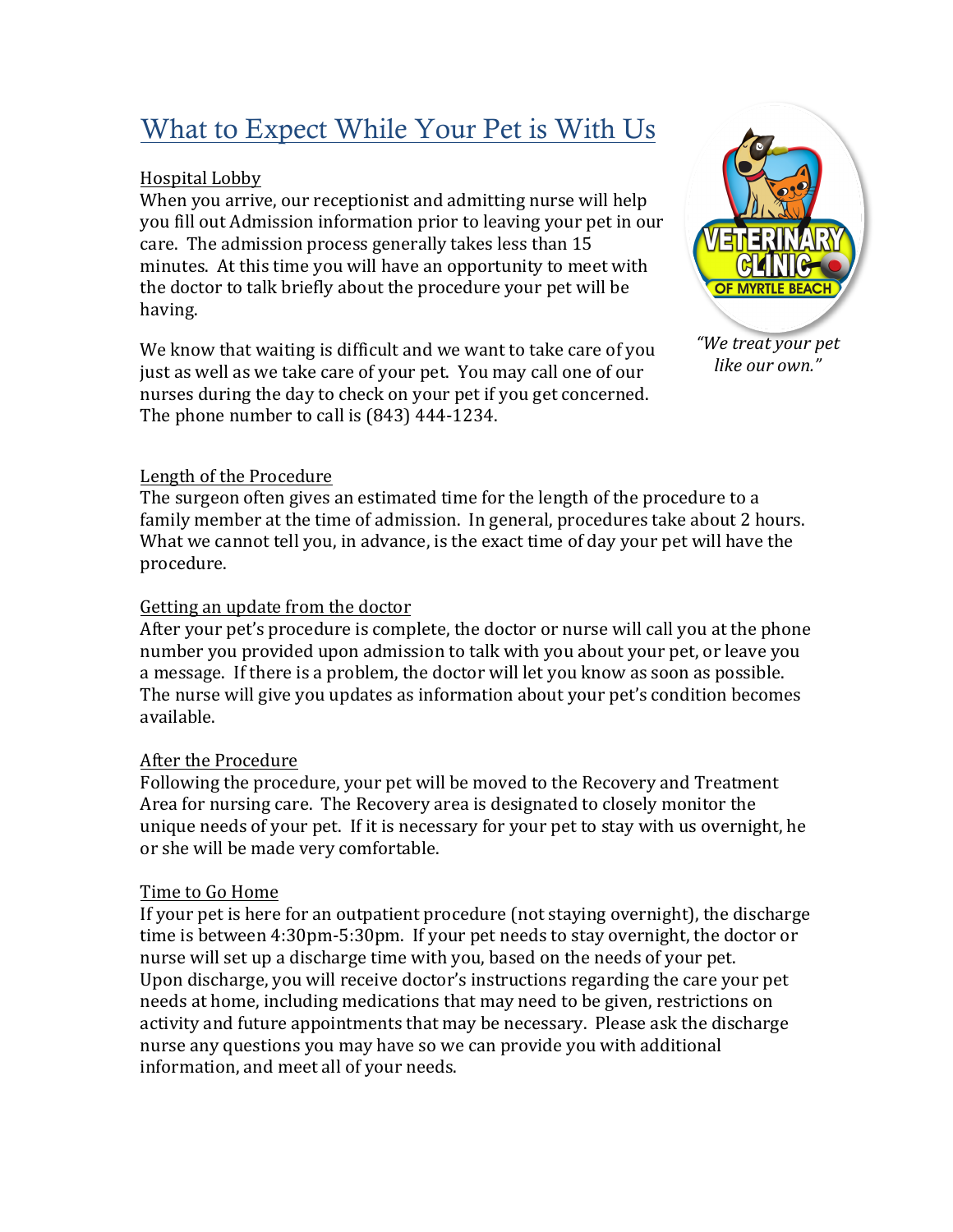# What to Expect While Your Pet is With Us

*"We treat your pet like our own."*

## Hospital Lobby

When you arrive, our receptionist and admitting nurse will help you fill out Admission information prior to leaving your pet in our care. The admission process generally takes less than 15 minutes. At this time you will have an opportunity to meet with the doctor to talk briefly about the procedure your pet will be having.

We know that waiting is difficult and we want to take care of you just as well as we take care of your pet. You may call one of our nurses during the day to check on your pet if you get concerned. The phone number to call is (843) 444-1234.

## Length of the Procedure

The surgeon often gives an estimated time for the length of the procedure to a family member at the time of admission. In general, procedures take about 2 hours. What we cannot tell you, in advance, is the exact time of day your pet will have the procedure.

## Getting an update from the doctor

After your pet's procedure is complete, the doctor or nurse will call you at the phone number you provided upon admission to talk with you about your pet, or leave you a message. If there is a problem, the doctor will let you know as soon as possible. The nurse will give you updates as information about your pet's condition becomes available.

## After the Procedure

Following the procedure, your pet will be moved to the Recovery and Treatment Area for nursing care. The Recovery area is designated to closely monitor the unique needs of your pet. If it is necessary for your pet to stay with us overnight, he or she will be made very comfortable.

## Time to Go Home

If your pet is here for an outpatient procedure (not staying overnight), the discharge time is between 4:30pm-5:30pm. If your pet needs to stay overnight, the doctor or nurse will set up a discharge time with you, based on the needs of your pet. Upon discharge, you will receive doctor's instructions regarding the care your pet needs at home, including medications that may need to be given, restrictions on activity and future appointments that may be necessary. Please ask the discharge nurse any questions you may have so we can provide you with additional information, and meet all of your needs.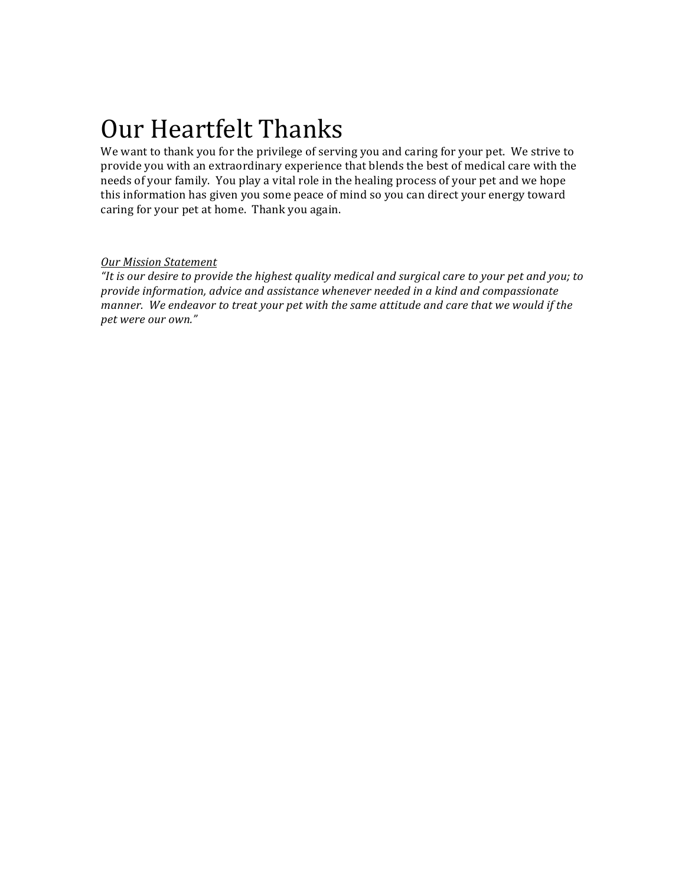# Our Heartfelt Thanks

We want to thank you for the privilege of serving you and caring for your pet. We strive to provide you with an extraordinary experience that blends the best of medical care with the needs of your family. You play a vital role in the healing process of your pet and we hope this information has given you some peace of mind so you can direct your energy toward caring for your pet at home. Thank you again.

*Our Mission Statement*

*"It is our desire to provide the highest quality medical and surgical care to your pet and you; to provide information, advice and assistance whenever needed in a kind and compassionate manner. We endeavor to treat your pet with the same attitude and care that we would if the pet were our own."*